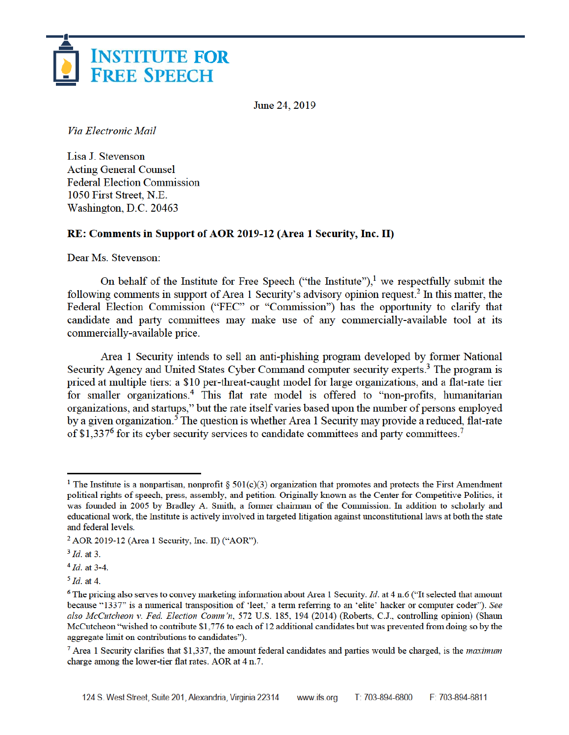# INSTITUTE FOR FREE SPEECH

June 24, 2019

*Via Electronic Mail*

Lisa J. Stevenson
Acting General Counsel
Federal Election Commission
1050 First Street, N.E.
Washington, D.C. 20463

**RE: Comments in Support of AOR 2019-12 (Area 1 Security, Inc. II)**

Dear Ms. Stevenson:

On behalf of the Institute for Free Speech ("the Institute"),[1] we respectfully submit the following comments in support of Area 1 Security's advisory opinion request.[2] In this matter, the Federal Election Commission ("FEC" or "Commission") has the opportunity to clarify that candidate and party committees may make use of any commercially-available tool at its commercially-available price.

Area 1 Security intends to sell an anti-phishing program developed by former National Security Agency and United States Cyber Command computer security experts.[3] The program is priced at multiple tiers: a $10 per-threat-caught model for large organizations, and a flat-rate tier for smaller organizations.[4] This flat rate model is offered to "non-profits, humanitarian organizations, and startups," but the rate itself varies based upon the number of persons employed by a given organization.[5] The question is whether Area 1 Security may provide a reduced, flat-rate of $1,337[6] for its cyber security services to candidate committees and party committees.[7]

---

[1] The Institute is a nonpartisan, nonprofit § 501(c)(3) organization that promotes and protects the First Amendment political rights of speech, press, assembly, and petition. Originally known as the Center for Competitive Politics, it was founded in 2005 by Bradley A. Smith, a former chairman of the Commission. In addition to scholarly and educational work, the Institute is actively involved in targeted litigation against unconstitutional laws at both the state and federal levels.

[2] AOR 2019-12 (Area 1 Security, Inc. II) ("AOR").

[3] *Id.* at 3.

[4] *Id.* at 3-4.

[5] *Id.* at 4.

[6] The pricing also serves to convey marketing information about Area 1 Security. *Id.* at 4 n.6 ("It selected that amount because "1337" is a numerical transposition of 'leet,' a term referring to an 'elite' hacker or computer coder"). *See also McCutcheon v. Fed. Election Comm'n*, 572 U.S. 185, 194 (2014) (Roberts, C.J., controlling opinion) (Shaun McCutcheon "wished to contribute $1,776 to each of 12 additional candidates but was prevented from doing so by the aggregate limit on contributions to candidates").

[7] Area 1 Security clarifies that $1,337, the amount federal candidates and parties would be charged, is the *maximum* charge among the lower-tier flat rates. AOR at 4 n.7.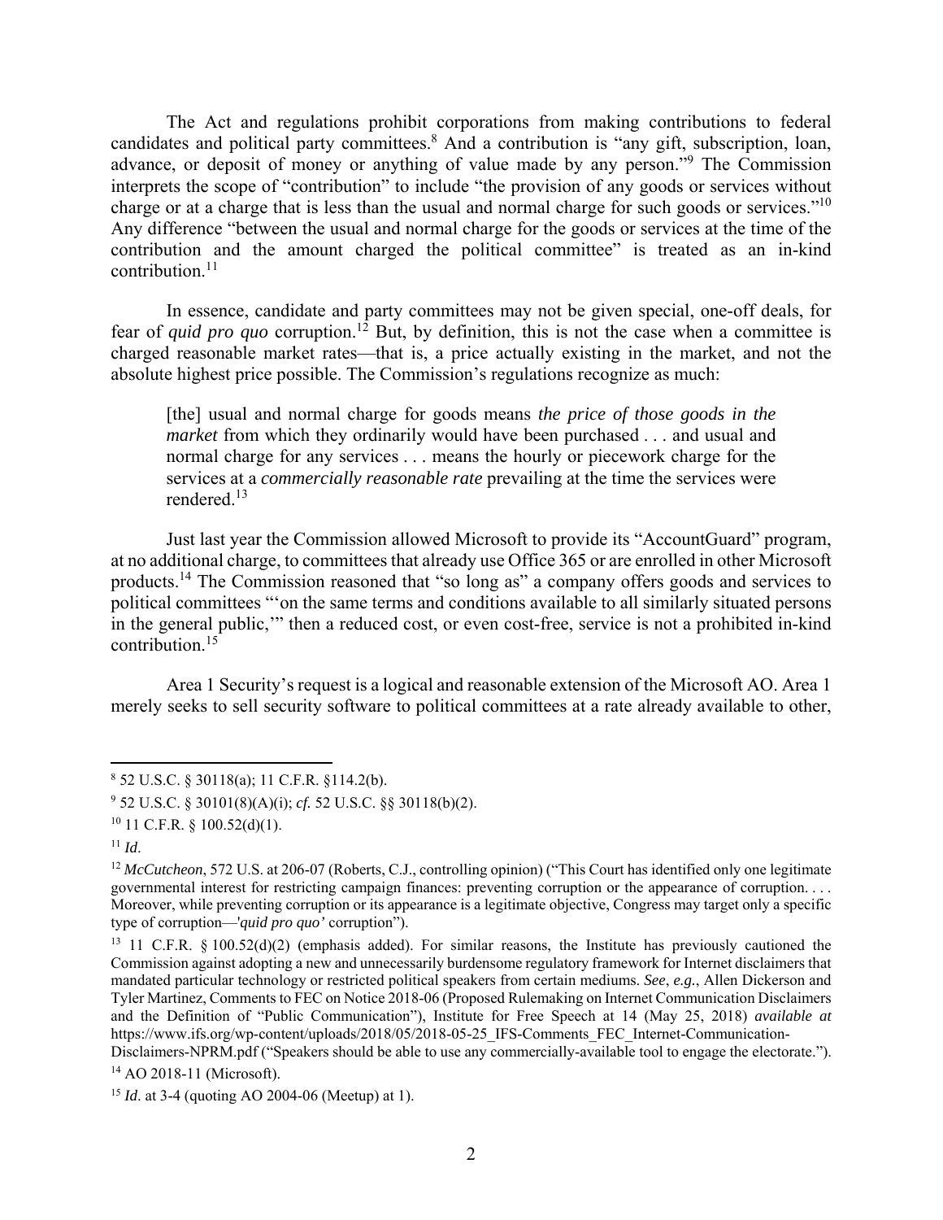The Act and regulations prohibit corporations from making contributions to federal candidates and political party committees.[8] And a contribution is "any gift, subscription, loan, advance, or deposit of money or anything of value made by any person."[9] The Commission interprets the scope of "contribution" to include "the provision of any goods or services without charge or at a charge that is less than the usual and normal charge for such goods or services."[10] Any difference "between the usual and normal charge for the goods or services at the time of the contribution and the amount charged the political committee" is treated as an in-kind contribution.[11]

In essence, candidate and party committees may not be given special, one-off deals, for fear of *quid pro quo* corruption.[12] But, by definition, this is not the case when a committee is charged reasonable market rates—that is, a price actually existing in the market, and not the absolute highest price possible. The Commission's regulations recognize as much:

> [the] usual and normal charge for goods means *the price of those goods in the market* from which they ordinarily would have been purchased . . . and usual and normal charge for any services . . . means the hourly or piecework charge for the services at a *commercially reasonable rate* prevailing at the time the services were rendered.[13]

Just last year the Commission allowed Microsoft to provide its "AccountGuard" program, at no additional charge, to committees that already use Office 365 or are enrolled in other Microsoft products.[14] The Commission reasoned that "so long as" a company offers goods and services to political committees "'on the same terms and conditions available to all similarly situated persons in the general public,'" then a reduced cost, or even cost-free, service is not a prohibited in-kind contribution.[15]

Area 1 Security's request is a logical and reasonable extension of the Microsoft AO. Area 1 merely seeks to sell security software to political committees at a rate already available to other,

---

[8] 52 U.S.C. § 30118(a); 11 C.F.R. §114.2(b).

[9] 52 U.S.C. § 30101(8)(A)(i); *cf.* 52 U.S.C. §§ 30118(b)(2).

[10] 11 C.F.R. § 100.52(d)(1).

[11] *Id*.

[12] *McCutcheon*, 572 U.S. at 206-07 (Roberts, C.J., controlling opinion) ("This Court has identified only one legitimate governmental interest for restricting campaign finances: preventing corruption or the appearance of corruption. . . . Moreover, while preventing corruption or its appearance is a legitimate objective, Congress may target only a specific type of corruption—'*quid pro quo'* corruption").

[13] 11 C.F.R. § 100.52(d)(2) (emphasis added). For similar reasons, the Institute has previously cautioned the Commission against adopting a new and unnecessarily burdensome regulatory framework for Internet disclaimers that mandated particular technology or restricted political speakers from certain mediums. *See*, *e.g.*, Allen Dickerson and Tyler Martinez, Comments to FEC on Notice 2018-06 (Proposed Rulemaking on Internet Communication Disclaimers and the Definition of "Public Communication"), Institute for Free Speech at 14 (May 25, 2018) *available at* https://www.ifs.org/wp-content/uploads/2018/05/2018-05-25_IFS-Comments_FEC_Internet-Communication-Disclaimers-NPRM.pdf ("Speakers should be able to use any commercially-available tool to engage the electorate.").

[14] AO 2018-11 (Microsoft).

[15] *Id*. at 3-4 (quoting AO 2004-06 (Meetup) at 1).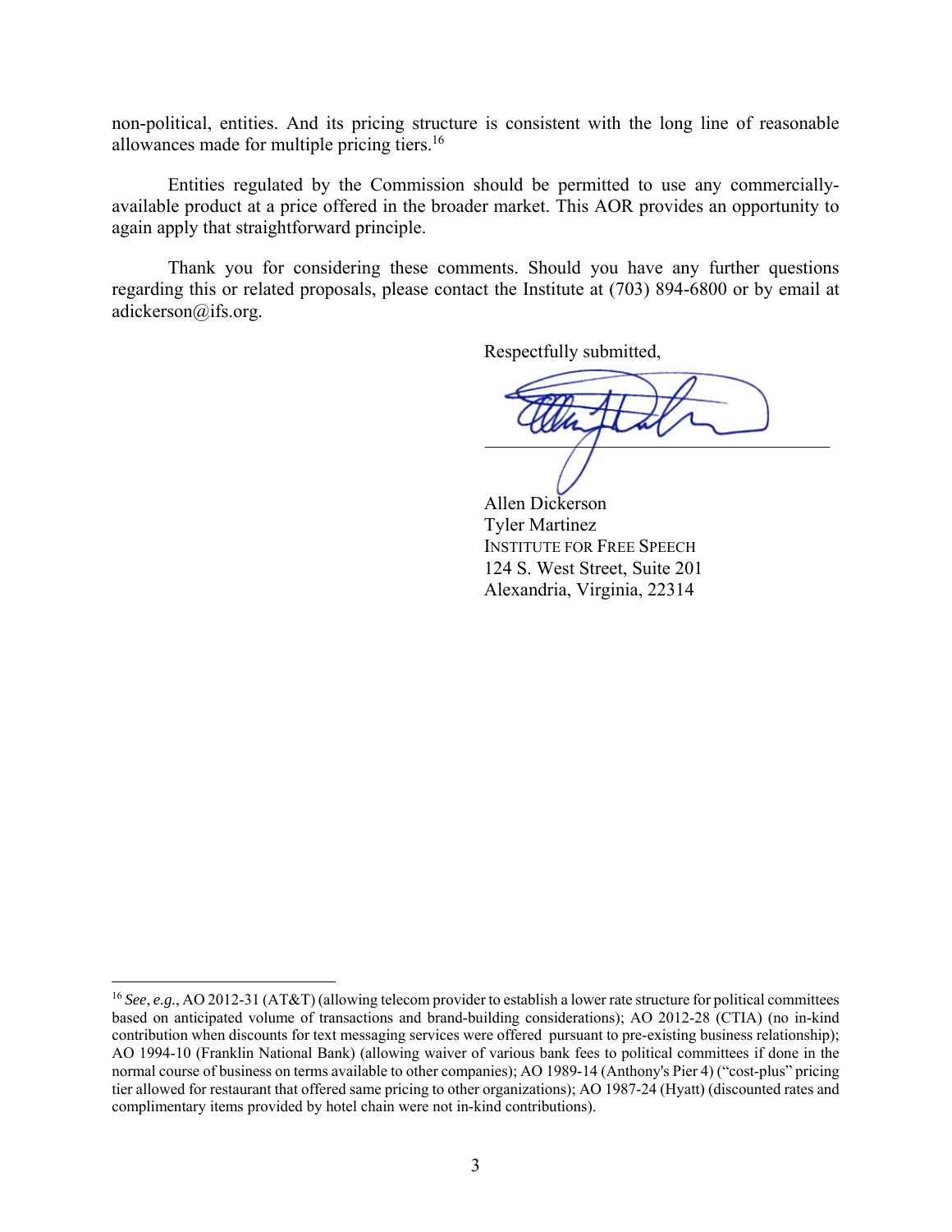non-political, entities. And its pricing structure is consistent with the long line of reasonable allowances made for multiple pricing tiers.[16]

Entities regulated by the Commission should be permitted to use any commercially-available product at a price offered in the broader market. This AOR provides an opportunity to again apply that straightforward principle.

Thank you for considering these comments. Should you have any further questions regarding this or related proposals, please contact the Institute at (703) 894-6800 or by email at adickerson@ifs.org.

Respectfully submitted,

Allen Dickerson
Tyler Martinez
INSTITUTE FOR FREE SPEECH
124 S. West Street, Suite 201
Alexandria, Virginia, 22314

---

[16] *See*, *e.g.*, AO 2012-31 (AT&T) (allowing telecom provider to establish a lower rate structure for political committees based on anticipated volume of transactions and brand-building considerations); AO 2012-28 (CTIA) (no in-kind contribution when discounts for text messaging services were offered pursuant to pre-existing business relationship); AO 1994-10 (Franklin National Bank) (allowing waiver of various bank fees to political committees if done in the normal course of business on terms available to other companies); AO 1989-14 (Anthony's Pier 4) ("cost-plus" pricing tier allowed for restaurant that offered same pricing to other organizations); AO 1987-24 (Hyatt) (discounted rates and complimentary items provided by hotel chain were not in-kind contributions).